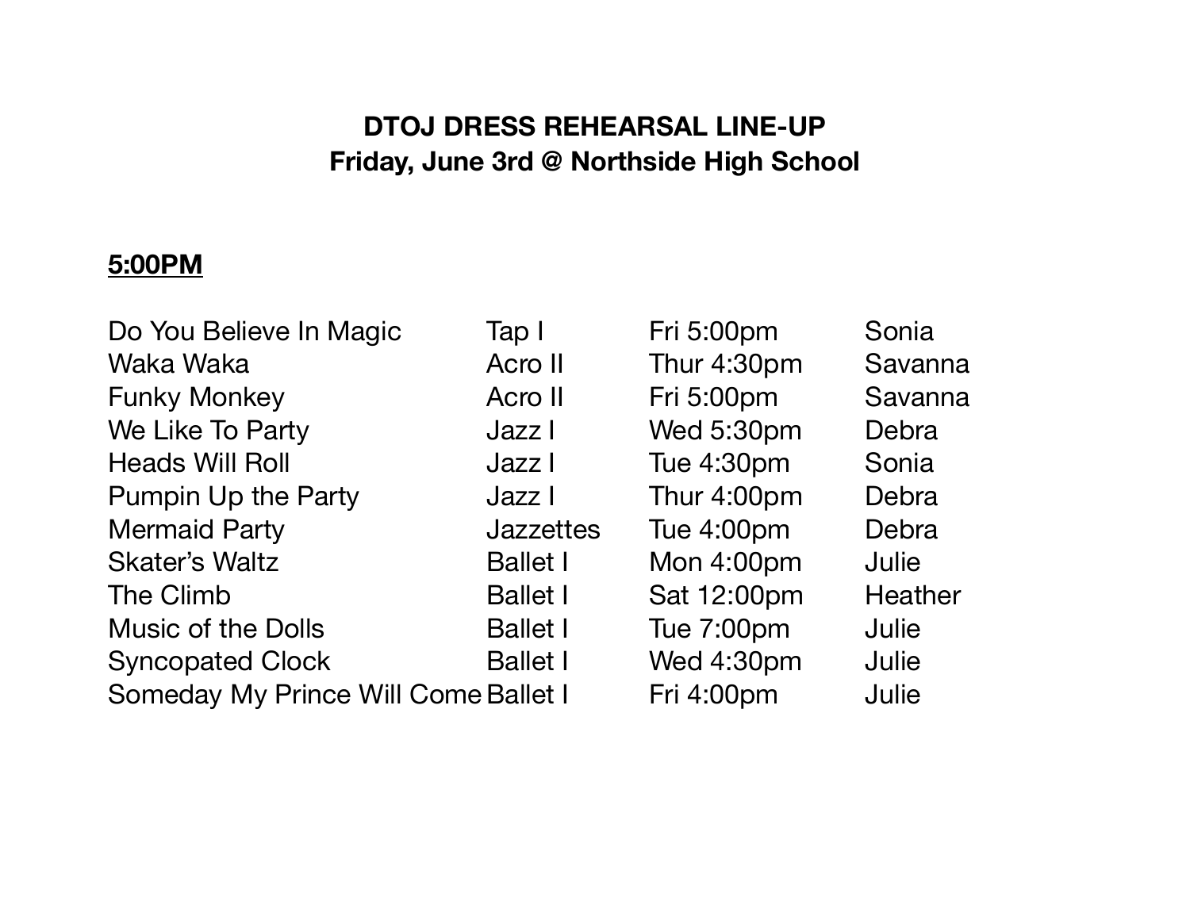# DTOJ DRESS REHEARSAL LINE-UP
## Friday, June 3rd @ Northside High School

**5:00PM**

| | | | |
|---|---|---|---|
| Do You Believe In Magic | Tap I | Fri 5:00pm | Sonia |
| Waka Waka | Acro II | Thur 4:30pm | Savanna |
| Funky Monkey | Acro II | Fri 5:00pm | Savanna |
| We Like To Party | Jazz I | Wed 5:30pm | Debra |
| Heads Will Roll | Jazz I | Tue 4:30pm | Sonia |
| Pumpin Up the Party | Jazz I | Thur 4:00pm | Debra |
| Mermaid Party | Jazzettes | Tue 4:00pm | Debra |
| Skater's Waltz | Ballet I | Mon 4:00pm | Julie |
| The Climb | Ballet I | Sat 12:00pm | Heather |
| Music of the Dolls | Ballet I | Tue 7:00pm | Julie |
| Syncopated Clock | Ballet I | Wed 4:30pm | Julie |
| Someday My Prince Will Come | Ballet I | Fri 4:00pm | Julie |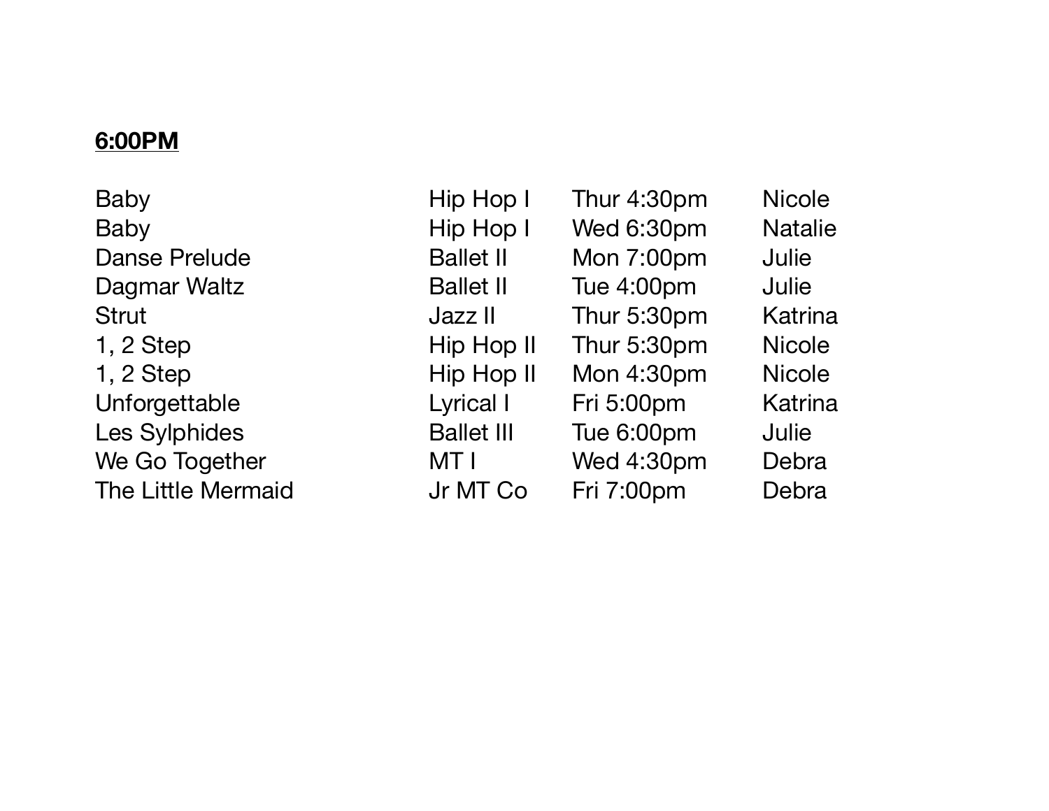**6:00PM**

| | | | |
|---|---|---|---|
| Baby | Hip Hop I | Thur 4:30pm | Nicole |
| Baby | Hip Hop I | Wed 6:30pm | Natalie |
| Danse Prelude | Ballet II | Mon 7:00pm | Julie |
| Dagmar Waltz | Ballet II | Tue 4:00pm | Julie |
| Strut | Jazz II | Thur 5:30pm | Katrina |
| 1, 2 Step | Hip Hop II | Thur 5:30pm | Nicole |
| 1, 2 Step | Hip Hop II | Mon 4:30pm | Nicole |
| Unforgettable | Lyrical I | Fri 5:00pm | Katrina |
| Les Sylphides | Ballet III | Tue 6:00pm | Julie |
| We Go Together | MT I | Wed 4:30pm | Debra |
| The Little Mermaid | Jr MT Co | Fri 7:00pm | Debra |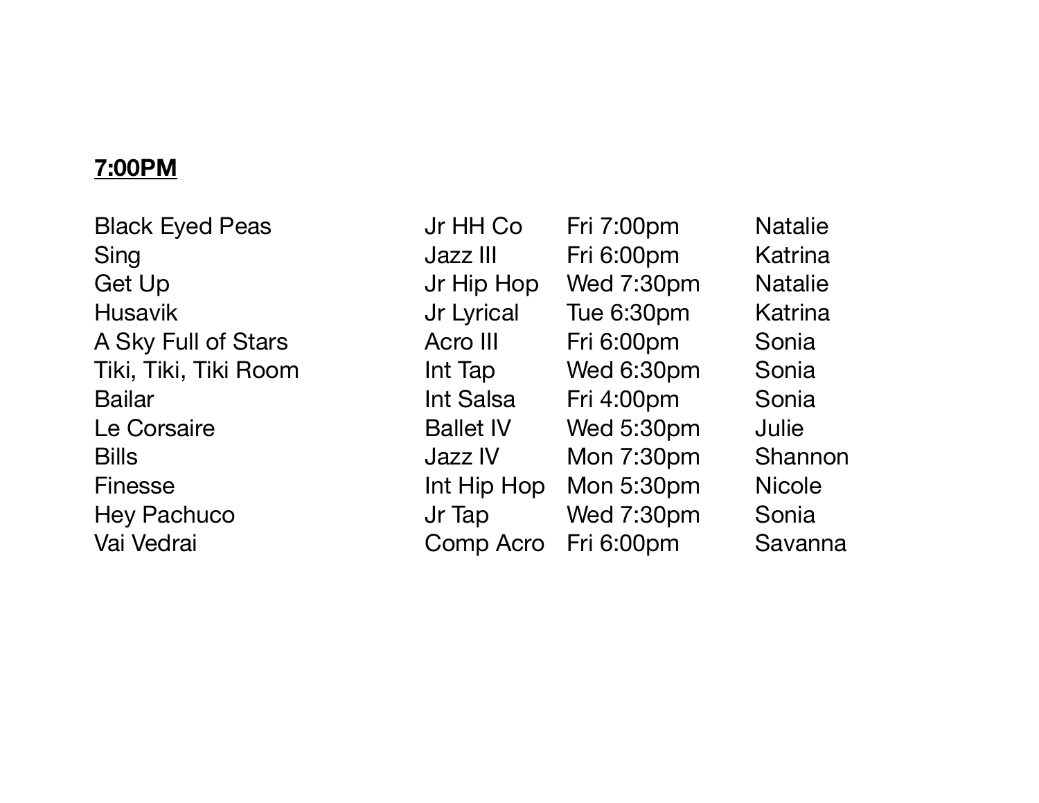**7:00PM**

| | | | |
|---|---|---|---|
| Black Eyed Peas | Jr HH Co | Fri 7:00pm | Natalie |
| Sing | Jazz III | Fri 6:00pm | Katrina |
| Get Up | Jr Hip Hop | Wed 7:30pm | Natalie |
| Husavik | Jr Lyrical | Tue 6:30pm | Katrina |
| A Sky Full of Stars | Acro III | Fri 6:00pm | Sonia |
| Tiki, Tiki, Tiki Room | Int Tap | Wed 6:30pm | Sonia |
| Bailar | Int Salsa | Fri 4:00pm | Sonia |
| Le Corsaire | Ballet IV | Wed 5:30pm | Julie |
| Bills | Jazz IV | Mon 7:30pm | Shannon |
| Finesse | Int Hip Hop | Mon 5:30pm | Nicole |
| Hey Pachuco | Jr Tap | Wed 7:30pm | Sonia |
| Vai Vedrai | Comp Acro | Fri 6:00pm | Savanna |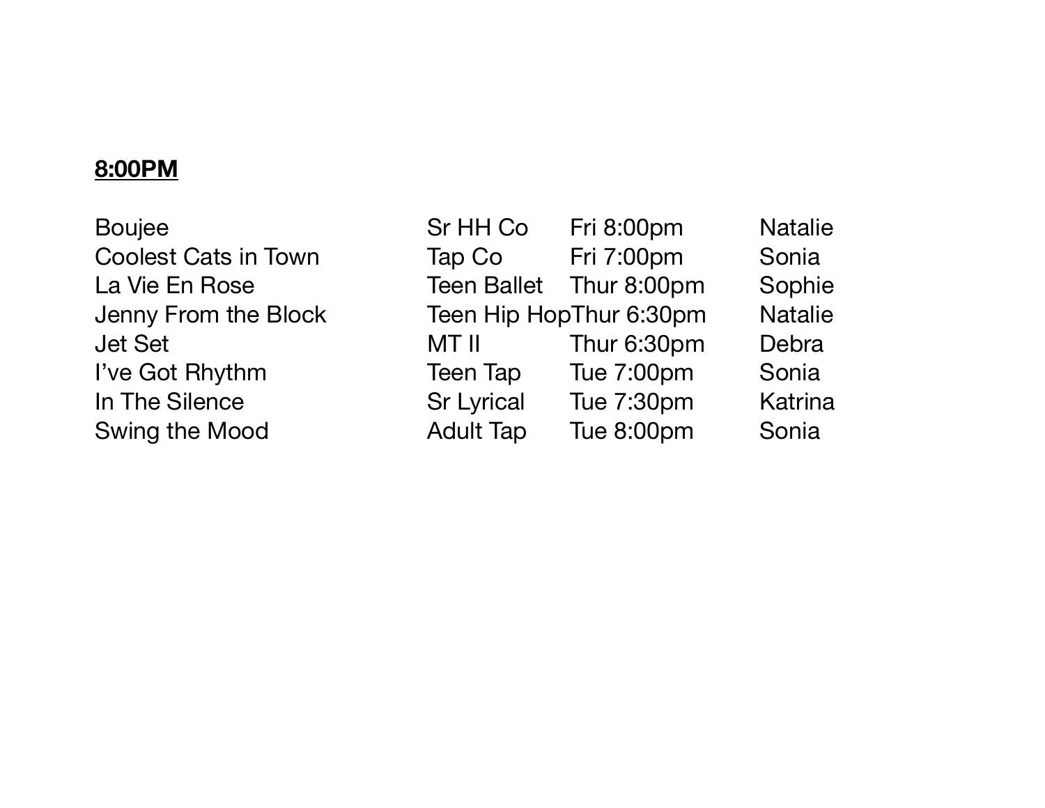**8:00PM**

| | | | |
|---|---|---|---|
| Boujee | Sr HH Co | Fri 8:00pm | Natalie |
| Coolest Cats in Town | Tap Co | Fri 7:00pm | Sonia |
| La Vie En Rose | Teen Ballet | Thur 8:00pm | Sophie |
| Jenny From the Block | Teen Hip Hop | Thur 6:30pm | Natalie |
| Jet Set | MT II | Thur 6:30pm | Debra |
| I've Got Rhythm | Teen Tap | Tue 7:00pm | Sonia |
| In The Silence | Sr Lyrical | Tue 7:30pm | Katrina |
| Swing the Mood | Adult Tap | Tue 8:00pm | Sonia |